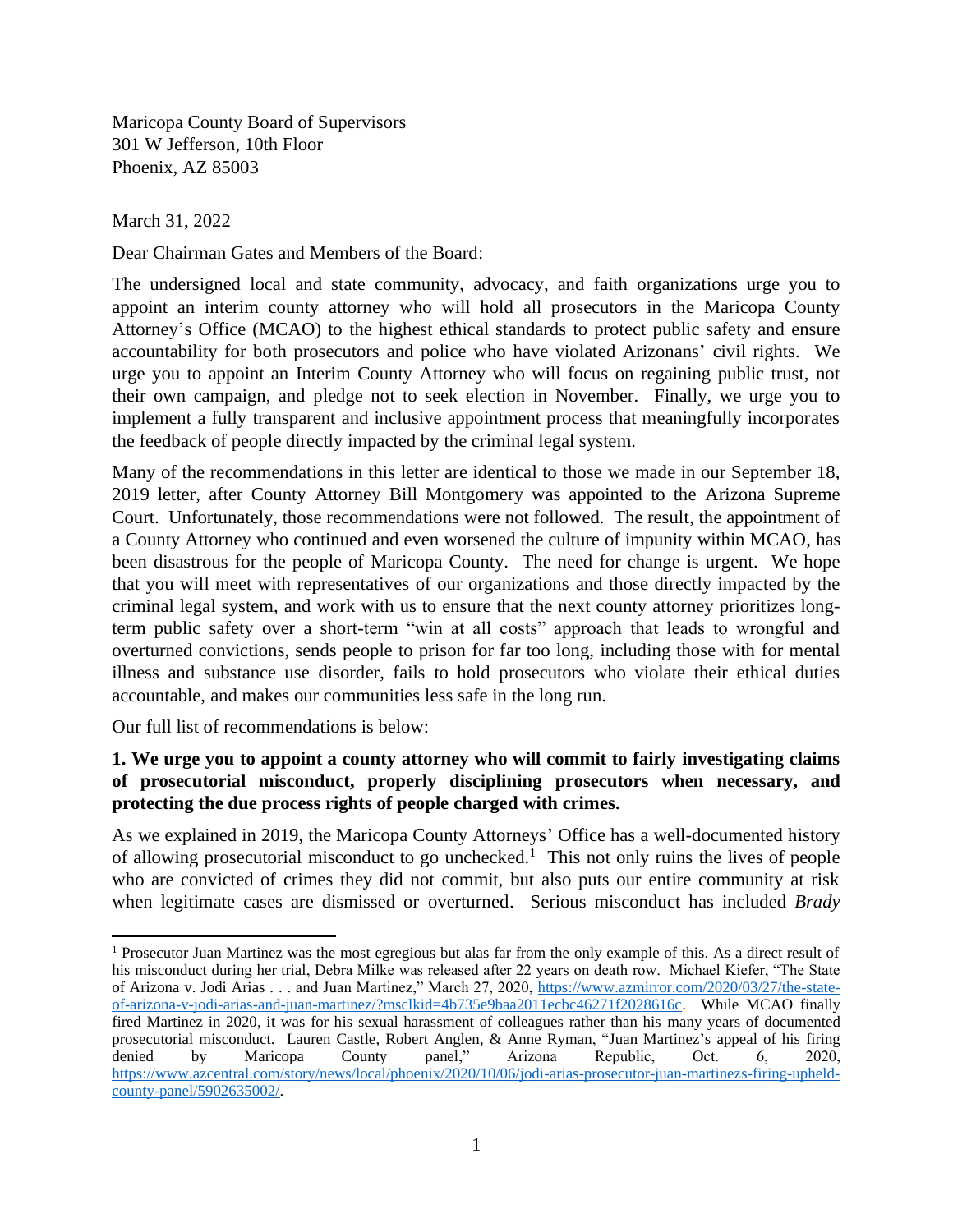Maricopa County Board of Supervisors
301 W Jefferson, 10th Floor
Phoenix, AZ 85003

March 31, 2022

Dear Chairman Gates and Members of the Board:

The undersigned local and state community, advocacy, and faith organizations urge you to appoint an interim county attorney who will hold all prosecutors in the Maricopa County Attorney's Office (MCAO) to the highest ethical standards to protect public safety and ensure accountability for both prosecutors and police who have violated Arizonans' civil rights. We urge you to appoint an Interim County Attorney who will focus on regaining public trust, not their own campaign, and pledge not to seek election in November. Finally, we urge you to implement a fully transparent and inclusive appointment process that meaningfully incorporates the feedback of people directly impacted by the criminal legal system.

Many of the recommendations in this letter are identical to those we made in our September 18, 2019 letter, after County Attorney Bill Montgomery was appointed to the Arizona Supreme Court. Unfortunately, those recommendations were not followed. The result, the appointment of a County Attorney who continued and even worsened the culture of impunity within MCAO, has been disastrous for the people of Maricopa County. The need for change is urgent. We hope that you will meet with representatives of our organizations and those directly impacted by the criminal legal system, and work with us to ensure that the next county attorney prioritizes long-term public safety over a short-term "win at all costs" approach that leads to wrongful and overturned convictions, sends people to prison for far too long, including those with for mental illness and substance use disorder, fails to hold prosecutors who violate their ethical duties accountable, and makes our communities less safe in the long run.

Our full list of recommendations is below:

**1. We urge you to appoint a county attorney who will commit to fairly investigating claims of prosecutorial misconduct, properly disciplining prosecutors when necessary, and protecting the due process rights of people charged with crimes.**

As we explained in 2019, the Maricopa County Attorneys' Office has a well-documented history of allowing prosecutorial misconduct to go unchecked.[1] This not only ruins the lives of people who are convicted of crimes they did not commit, but also puts our entire community at risk when legitimate cases are dismissed or overturned. Serious misconduct has included *Brady*

[1] Prosecutor Juan Martinez was the most egregious but alas far from the only example of this. As a direct result of his misconduct during her trial, Debra Milke was released after 22 years on death row. Michael Kiefer, "The State of Arizona v. Jodi Arias . . . and Juan Martinez," March 27, 2020, https://www.azmirror.com/2020/03/27/the-state-of-arizona-v-jodi-arias-and-juan-martinez/?msclkid=4b735e9baa2011ecbc46271f2028616c. While MCAO finally fired Martinez in 2020, it was for his sexual harassment of colleagues rather than his many years of documented prosecutorial misconduct. Lauren Castle, Robert Anglen, & Anne Ryman, "Juan Martinez's appeal of his firing denied by Maricopa County panel," Arizona Republic, Oct. 6, 2020, https://www.azcentral.com/story/news/local/phoenix/2020/10/06/jodi-arias-prosecutor-juan-martinezs-firing-upheld-county-panel/5902635002/.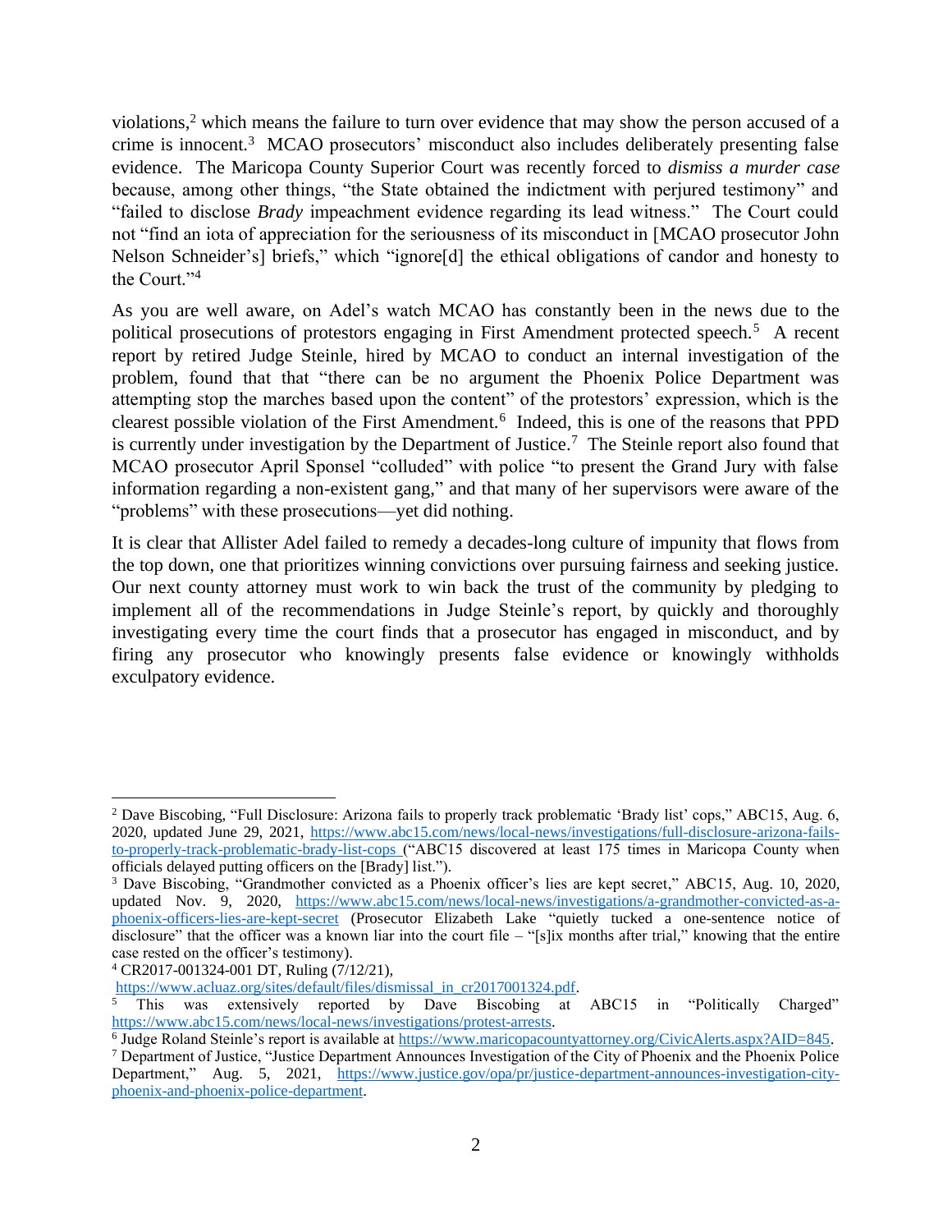violations,[2] which means the failure to turn over evidence that may show the person accused of a crime is innocent.[3] MCAO prosecutors' misconduct also includes deliberately presenting false evidence. The Maricopa County Superior Court was recently forced to *dismiss a murder case* because, among other things, "the State obtained the indictment with perjured testimony" and "failed to disclose *Brady* impeachment evidence regarding its lead witness." The Court could not "find an iota of appreciation for the seriousness of its misconduct in [MCAO prosecutor John Nelson Schneider's] briefs," which "ignore[d] the ethical obligations of candor and honesty to the Court."[4]

As you are well aware, on Adel's watch MCAO has constantly been in the news due to the political prosecutions of protestors engaging in First Amendment protected speech.[5] A recent report by retired Judge Steinle, hired by MCAO to conduct an internal investigation of the problem, found that that "there can be no argument the Phoenix Police Department was attempting stop the marches based upon the content" of the protestors' expression, which is the clearest possible violation of the First Amendment.[6] Indeed, this is one of the reasons that PPD is currently under investigation by the Department of Justice.[7] The Steinle report also found that MCAO prosecutor April Sponsel "colluded" with police "to present the Grand Jury with false information regarding a non-existent gang," and that many of her supervisors were aware of the "problems" with these prosecutions—yet did nothing.

It is clear that Allister Adel failed to remedy a decades-long culture of impunity that flows from the top down, one that prioritizes winning convictions over pursuing fairness and seeking justice. Our next county attorney must work to win back the trust of the community by pledging to implement all of the recommendations in Judge Steinle's report, by quickly and thoroughly investigating every time the court finds that a prosecutor has engaged in misconduct, and by firing any prosecutor who knowingly presents false evidence or knowingly withholds exculpatory evidence.

---

[2] Dave Biscobing, "Full Disclosure: Arizona fails to properly track problematic 'Brady list' cops," ABC15, Aug. 6, 2020, updated June 29, 2021, https://www.abc15.com/news/local-news/investigations/full-disclosure-arizona-fails-to-properly-track-problematic-brady-list-cops ("ABC15 discovered at least 175 times in Maricopa County when officials delayed putting officers on the [Brady] list.").

[3] Dave Biscobing, "Grandmother convicted as a Phoenix officer's lies are kept secret," ABC15, Aug. 10, 2020, updated Nov. 9, 2020, https://www.abc15.com/news/local-news/investigations/a-grandmother-convicted-as-a-phoenix-officers-lies-are-kept-secret (Prosecutor Elizabeth Lake "quietly tucked a one-sentence notice of disclosure" that the officer was a known liar into the court file – "[s]ix months after trial," knowing that the entire case rested on the officer's testimony).

[4] CR2017-001324-001 DT, Ruling (7/12/21), https://www.acluaz.org/sites/default/files/dismissal_in_cr2017001324.pdf.

[5] This was extensively reported by Dave Biscobing at ABC15 in "Politically Charged" https://www.abc15.com/news/local-news/investigations/protest-arrests.

[6] Judge Roland Steinle's report is available at https://www.maricopacountyattorney.org/CivicAlerts.aspx?AID=845.

[7] Department of Justice, "Justice Department Announces Investigation of the City of Phoenix and the Phoenix Police Department," Aug. 5, 2021, https://www.justice.gov/opa/pr/justice-department-announces-investigation-city-phoenix-and-phoenix-police-department.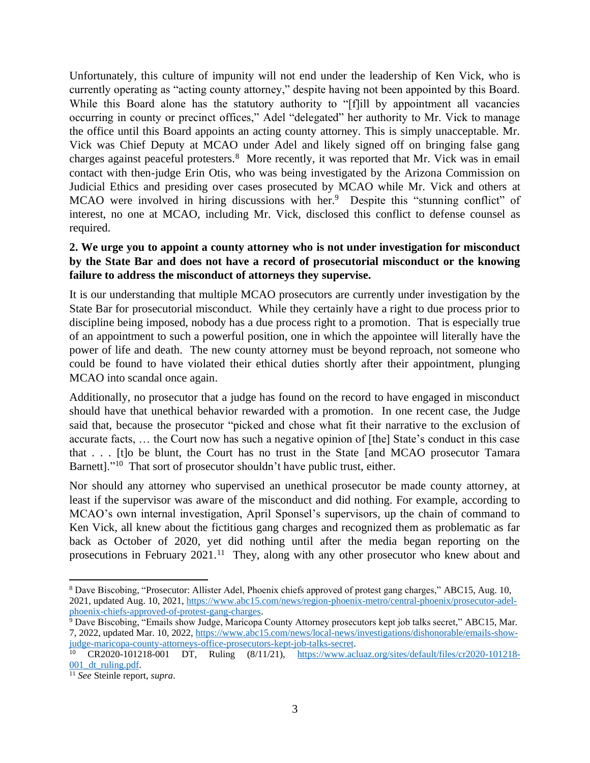Unfortunately, this culture of impunity will not end under the leadership of Ken Vick, who is currently operating as "acting county attorney," despite having not been appointed by this Board. While this Board alone has the statutory authority to "[f]ill by appointment all vacancies occurring in county or precinct offices," Adel "delegated" her authority to Mr. Vick to manage the office until this Board appoints an acting county attorney. This is simply unacceptable. Mr. Vick was Chief Deputy at MCAO under Adel and likely signed off on bringing false gang charges against peaceful protesters.[8] More recently, it was reported that Mr. Vick was in email contact with then-judge Erin Otis, who was being investigated by the Arizona Commission on Judicial Ethics and presiding over cases prosecuted by MCAO while Mr. Vick and others at MCAO were involved in hiring discussions with her.[9] Despite this "stunning conflict" of interest, no one at MCAO, including Mr. Vick, disclosed this conflict to defense counsel as required.

**2. We urge you to appoint a county attorney who is not under investigation for misconduct by the State Bar and does not have a record of prosecutorial misconduct or the knowing failure to address the misconduct of attorneys they supervise.**

It is our understanding that multiple MCAO prosecutors are currently under investigation by the State Bar for prosecutorial misconduct. While they certainly have a right to due process prior to discipline being imposed, nobody has a due process right to a promotion. That is especially true of an appointment to such a powerful position, one in which the appointee will literally have the power of life and death. The new county attorney must be beyond reproach, not someone who could be found to have violated their ethical duties shortly after their appointment, plunging MCAO into scandal once again.

Additionally, no prosecutor that a judge has found on the record to have engaged in misconduct should have that unethical behavior rewarded with a promotion. In one recent case, the Judge said that, because the prosecutor "picked and chose what fit their narrative to the exclusion of accurate facts, … the Court now has such a negative opinion of [the] State's conduct in this case that . . . [t]o be blunt, the Court has no trust in the State [and MCAO prosecutor Tamara Barnett]."[10] That sort of prosecutor shouldn't have public trust, either.

Nor should any attorney who supervised an unethical prosecutor be made county attorney, at least if the supervisor was aware of the misconduct and did nothing. For example, according to MCAO's own internal investigation, April Sponsel's supervisors, up the chain of command to Ken Vick, all knew about the fictitious gang charges and recognized them as problematic as far back as October of 2020, yet did nothing until after the media began reporting on the prosecutions in February 2021.[11] They, along with any other prosecutor who knew about and

---

[8] Dave Biscobing, "Prosecutor: Allister Adel, Phoenix chiefs approved of protest gang charges," ABC15, Aug. 10, 2021, updated Aug. 10, 2021, https://www.abc15.com/news/region-phoenix-metro/central-phoenix/prosecutor-adel-phoenix-chiefs-approved-of-protest-gang-charges.

[9] Dave Biscobing, "Emails show Judge, Maricopa County Attorney prosecutors kept job talks secret," ABC15, Mar. 7, 2022, updated Mar. 10, 2022, https://www.abc15.com/news/local-news/investigations/dishonorable/emails-show-judge-maricopa-county-attorneys-office-prosecutors-kept-job-talks-secret.

[10] CR2020-101218-001 DT, Ruling (8/11/21), https://www.acluaz.org/sites/default/files/cr2020-101218-001_dt_ruling.pdf.

[11] *See* Steinle report, *supra*.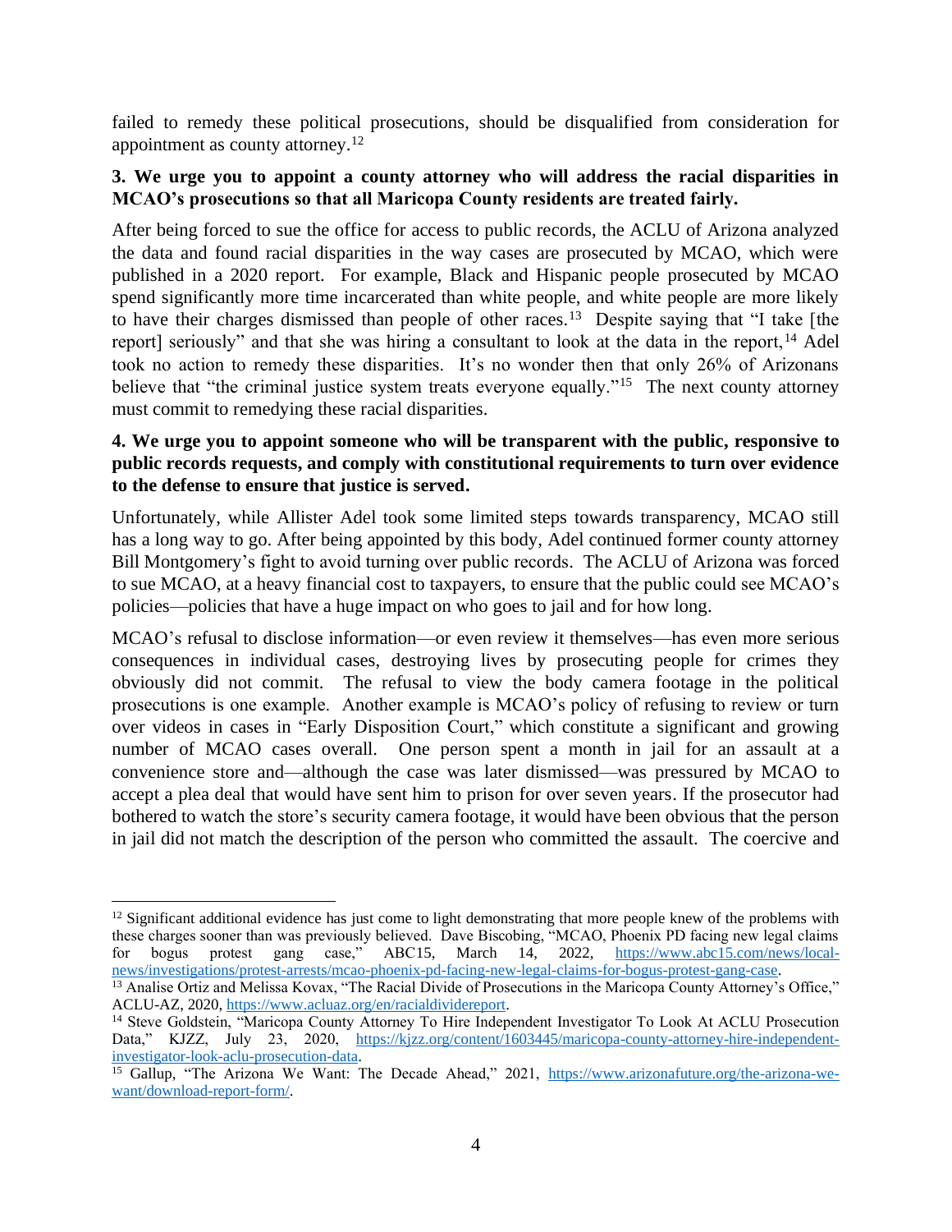failed to remedy these political prosecutions, should be disqualified from consideration for appointment as county attorney.[12]

**3. We urge you to appoint a county attorney who will address the racial disparities in MCAO's prosecutions so that all Maricopa County residents are treated fairly.**

After being forced to sue the office for access to public records, the ACLU of Arizona analyzed the data and found racial disparities in the way cases are prosecuted by MCAO, which were published in a 2020 report. For example, Black and Hispanic people prosecuted by MCAO spend significantly more time incarcerated than white people, and white people are more likely to have their charges dismissed than people of other races.[13] Despite saying that "I take [the report] seriously" and that she was hiring a consultant to look at the data in the report,[14] Adel took no action to remedy these disparities. It's no wonder then that only 26% of Arizonans believe that "the criminal justice system treats everyone equally."[15] The next county attorney must commit to remedying these racial disparities.

**4. We urge you to appoint someone who will be transparent with the public, responsive to public records requests, and comply with constitutional requirements to turn over evidence to the defense to ensure that justice is served.**

Unfortunately, while Allister Adel took some limited steps towards transparency, MCAO still has a long way to go. After being appointed by this body, Adel continued former county attorney Bill Montgomery's fight to avoid turning over public records. The ACLU of Arizona was forced to sue MCAO, at a heavy financial cost to taxpayers, to ensure that the public could see MCAO's policies—policies that have a huge impact on who goes to jail and for how long.

MCAO's refusal to disclose information—or even review it themselves—has even more serious consequences in individual cases, destroying lives by prosecuting people for crimes they obviously did not commit. The refusal to view the body camera footage in the political prosecutions is one example. Another example is MCAO's policy of refusing to review or turn over videos in cases in "Early Disposition Court," which constitute a significant and growing number of MCAO cases overall. One person spent a month in jail for an assault at a convenience store and—although the case was later dismissed—was pressured by MCAO to accept a plea deal that would have sent him to prison for over seven years. If the prosecutor had bothered to watch the store's security camera footage, it would have been obvious that the person in jail did not match the description of the person who committed the assault. The coercive and

---

[12] Significant additional evidence has just come to light demonstrating that more people knew of the problems with these charges sooner than was previously believed. Dave Biscobing, "MCAO, Phoenix PD facing new legal claims for bogus protest gang case," ABC15, March 14, 2022, https://www.abc15.com/news/local-news/investigations/protest-arrests/mcao-phoenix-pd-facing-new-legal-claims-for-bogus-protest-gang-case.

[13] Analise Ortiz and Melissa Kovax, "The Racial Divide of Prosecutions in the Maricopa County Attorney's Office," ACLU-AZ, 2020, https://www.acluaz.org/en/racialdividereport.

[14] Steve Goldstein, "Maricopa County Attorney To Hire Independent Investigator To Look At ACLU Prosecution Data," KJZZ, July 23, 2020, https://kjzz.org/content/1603445/maricopa-county-attorney-hire-independent-investigator-look-aclu-prosecution-data.

[15] Gallup, "The Arizona We Want: The Decade Ahead," 2021, https://www.arizonafuture.org/the-arizona-we-want/download-report-form/.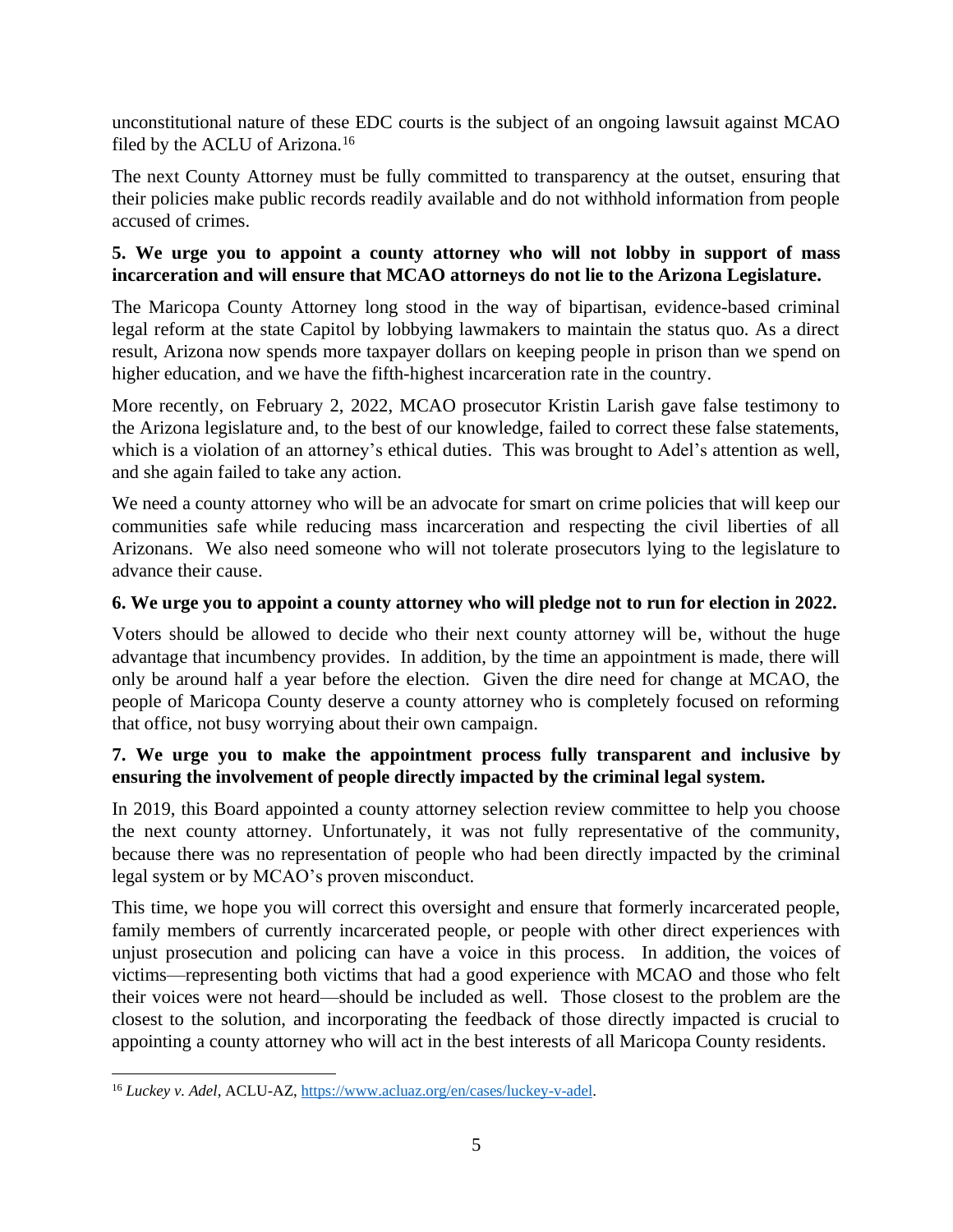unconstitutional nature of these EDC courts is the subject of an ongoing lawsuit against MCAO filed by the ACLU of Arizona.[16]

The next County Attorney must be fully committed to transparency at the outset, ensuring that their policies make public records readily available and do not withhold information from people accused of crimes.

**5. We urge you to appoint a county attorney who will not lobby in support of mass incarceration and will ensure that MCAO attorneys do not lie to the Arizona Legislature.**

The Maricopa County Attorney long stood in the way of bipartisan, evidence-based criminal legal reform at the state Capitol by lobbying lawmakers to maintain the status quo. As a direct result, Arizona now spends more taxpayer dollars on keeping people in prison than we spend on higher education, and we have the fifth-highest incarceration rate in the country.

More recently, on February 2, 2022, MCAO prosecutor Kristin Larish gave false testimony to the Arizona legislature and, to the best of our knowledge, failed to correct these false statements, which is a violation of an attorney's ethical duties. This was brought to Adel's attention as well, and she again failed to take any action.

We need a county attorney who will be an advocate for smart on crime policies that will keep our communities safe while reducing mass incarceration and respecting the civil liberties of all Arizonans. We also need someone who will not tolerate prosecutors lying to the legislature to advance their cause.

**6. We urge you to appoint a county attorney who will pledge not to run for election in 2022.**

Voters should be allowed to decide who their next county attorney will be, without the huge advantage that incumbency provides. In addition, by the time an appointment is made, there will only be around half a year before the election. Given the dire need for change at MCAO, the people of Maricopa County deserve a county attorney who is completely focused on reforming that office, not busy worrying about their own campaign.

**7. We urge you to make the appointment process fully transparent and inclusive by ensuring the involvement of people directly impacted by the criminal legal system.**

In 2019, this Board appointed a county attorney selection review committee to help you choose the next county attorney. Unfortunately, it was not fully representative of the community, because there was no representation of people who had been directly impacted by the criminal legal system or by MCAO's proven misconduct.

This time, we hope you will correct this oversight and ensure that formerly incarcerated people, family members of currently incarcerated people, or people with other direct experiences with unjust prosecution and policing can have a voice in this process. In addition, the voices of victims—representing both victims that had a good experience with MCAO and those who felt their voices were not heard—should be included as well. Those closest to the problem are the closest to the solution, and incorporating the feedback of those directly impacted is crucial to appointing a county attorney who will act in the best interests of all Maricopa County residents.

---

[16] *Luckey v. Adel*, ACLU-AZ, https://www.acluaz.org/en/cases/luckey-v-adel.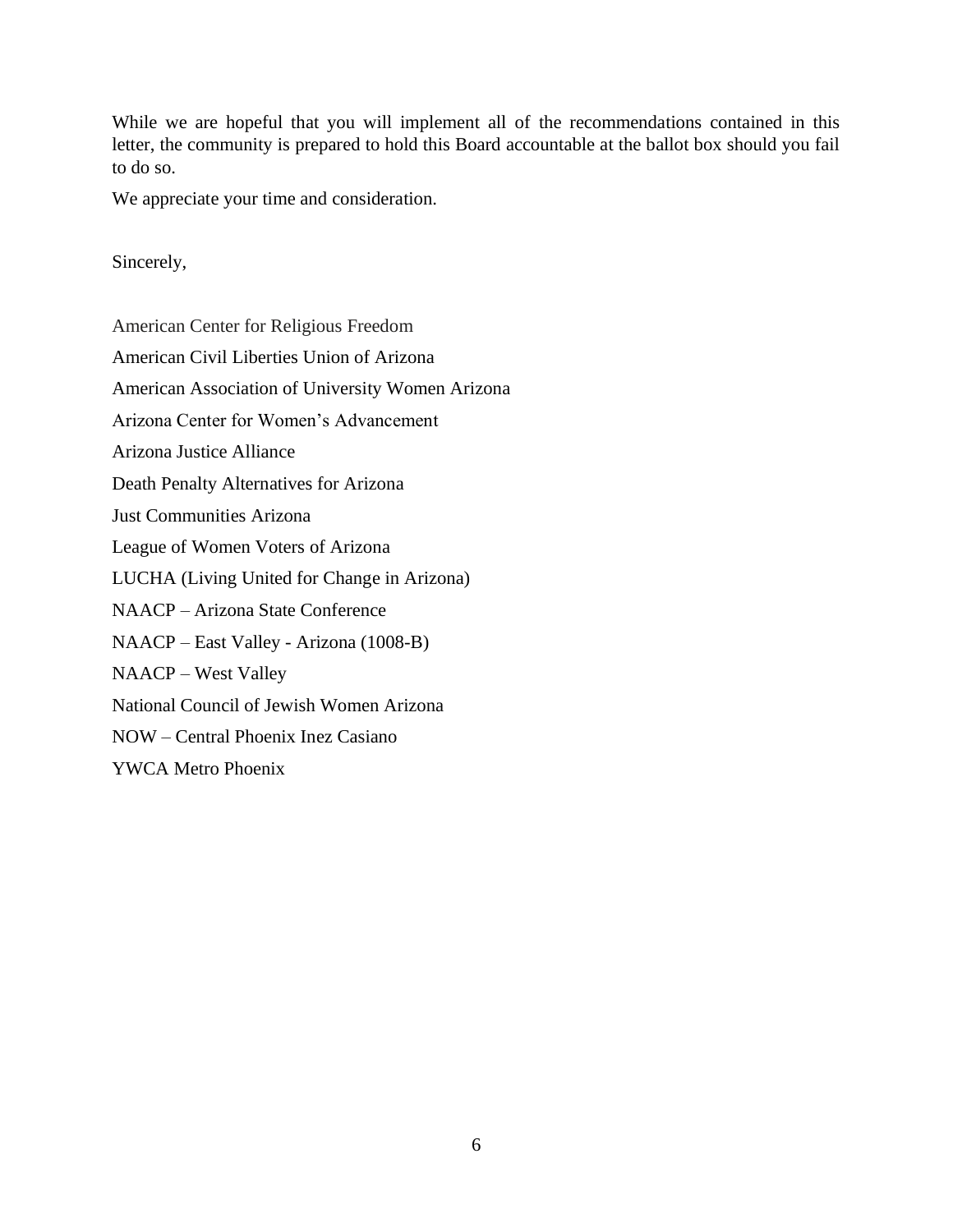While we are hopeful that you will implement all of the recommendations contained in this letter, the community is prepared to hold this Board accountable at the ballot box should you fail to do so.

We appreciate your time and consideration.

Sincerely,

American Center for Religious Freedom

American Civil Liberties Union of Arizona

American Association of University Women Arizona

Arizona Center for Women's Advancement

Arizona Justice Alliance

Death Penalty Alternatives for Arizona

Just Communities Arizona

League of Women Voters of Arizona

LUCHA (Living United for Change in Arizona)

NAACP – Arizona State Conference

NAACP – East Valley - Arizona (1008-B)

NAACP – West Valley

National Council of Jewish Women Arizona

NOW – Central Phoenix Inez Casiano

YWCA Metro Phoenix